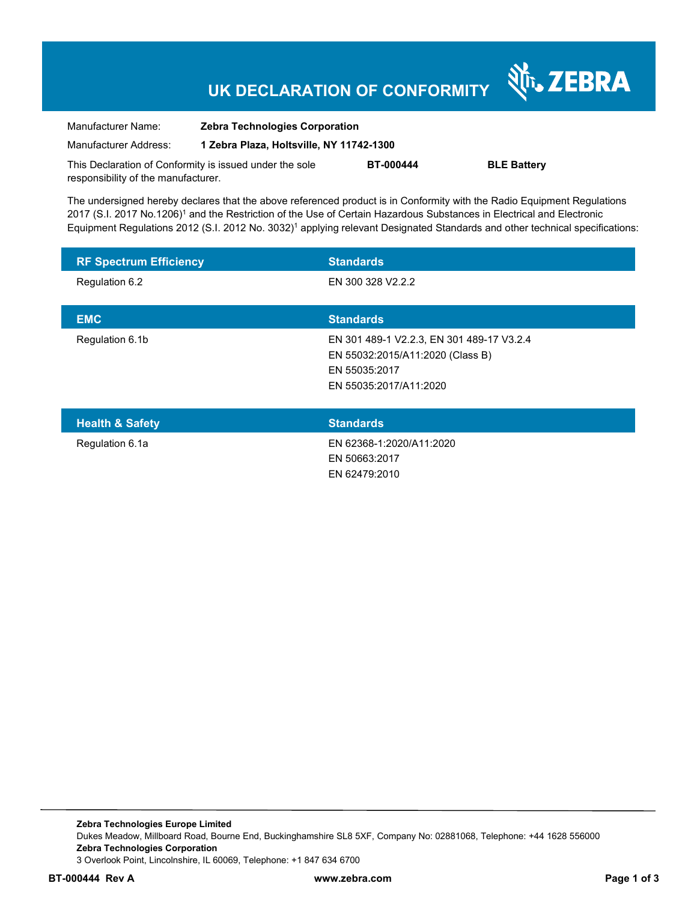# UK DECLARATION OF CONFORMITY

ZEBRA

| | |
|---|---|
| Manufacturer Name: | **Zebra Technologies Corporation** |
| Manufacturer Address: | **1 Zebra Plaza, Holtsville, NY 11742-1300** |

This Declaration of Conformity is issued under the sole responsibility of the manufacturer. **BT-000444** **BLE Battery**

The undersigned hereby declares that the above referenced product is in Conformity with the Radio Equipment Regulations 2017 (S.I. 2017 No.1206)[1] and the Restriction of the Use of Certain Hazardous Substances in Electrical and Electronic Equipment Regulations 2012 (S.I. 2012 No. 3032)[1] applying relevant Designated Standards and other technical specifications:

| RF Spectrum Efficiency | Standards |
|---|---|
| Regulation 6.2 | EN 300 328 V2.2.2 |

| EMC | Standards |
|---|---|
| Regulation 6.1b | EN 301 489-1 V2.2.3, EN 301 489-17 V3.2.4<br>EN 55032:2015/A11:2020 (Class B)<br>EN 55035:2017<br>EN 55035:2017/A11:2020 |

| Health & Safety | Standards |
|---|---|
| Regulation 6.1a | EN 62368-1:2020/A11:2020<br>EN 50663:2017<br>EN 62479:2010 |

**Zebra Technologies Europe Limited**
Dukes Meadow, Millboard Road, Bourne End, Buckinghamshire SL8 5XF, Company No: 02881068, Telephone: +44 1628 556000
**Zebra Technologies Corporation**
3 Overlook Point, Lincolnshire, IL 60069, Telephone: +1 847 634 6700

**BT-000444 Rev A** **www.zebra.com**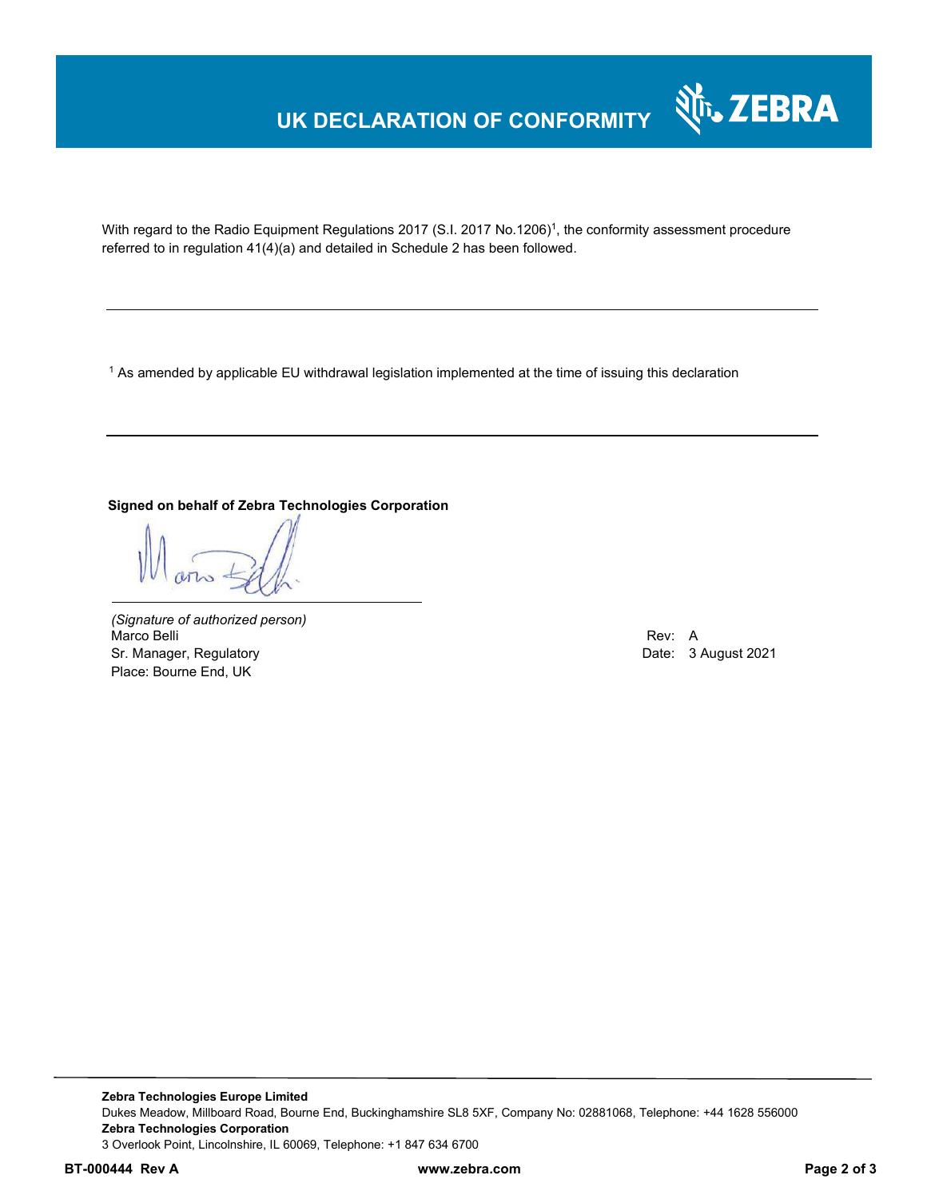# UK DECLARATION OF CONFORMITY

With regard to the Radio Equipment Regulations 2017 (S.I. 2017 No.1206)[1], the conformity assessment procedure referred to in regulation 41(4)(a) and detailed in Schedule 2 has been followed.

---

[1] As amended by applicable EU withdrawal legislation implemented at the time of issuing this declaration

---

**Signed on behalf of Zebra Technologies Corporation**

*(Signature of authorized person)*
Marco Belli
Sr. Manager, Regulatory
Place: Bourne End, UK

Rev: A
Date: 3 August 2021

---

**Zebra Technologies Europe Limited**
Dukes Meadow, Millboard Road, Bourne End, Buckinghamshire SL8 5XF, Company No: 02881068, Telephone: +44 1628 556000
**Zebra Technologies Corporation**
3 Overlook Point, Lincolnshire, IL 60069, Telephone: +1 847 634 6700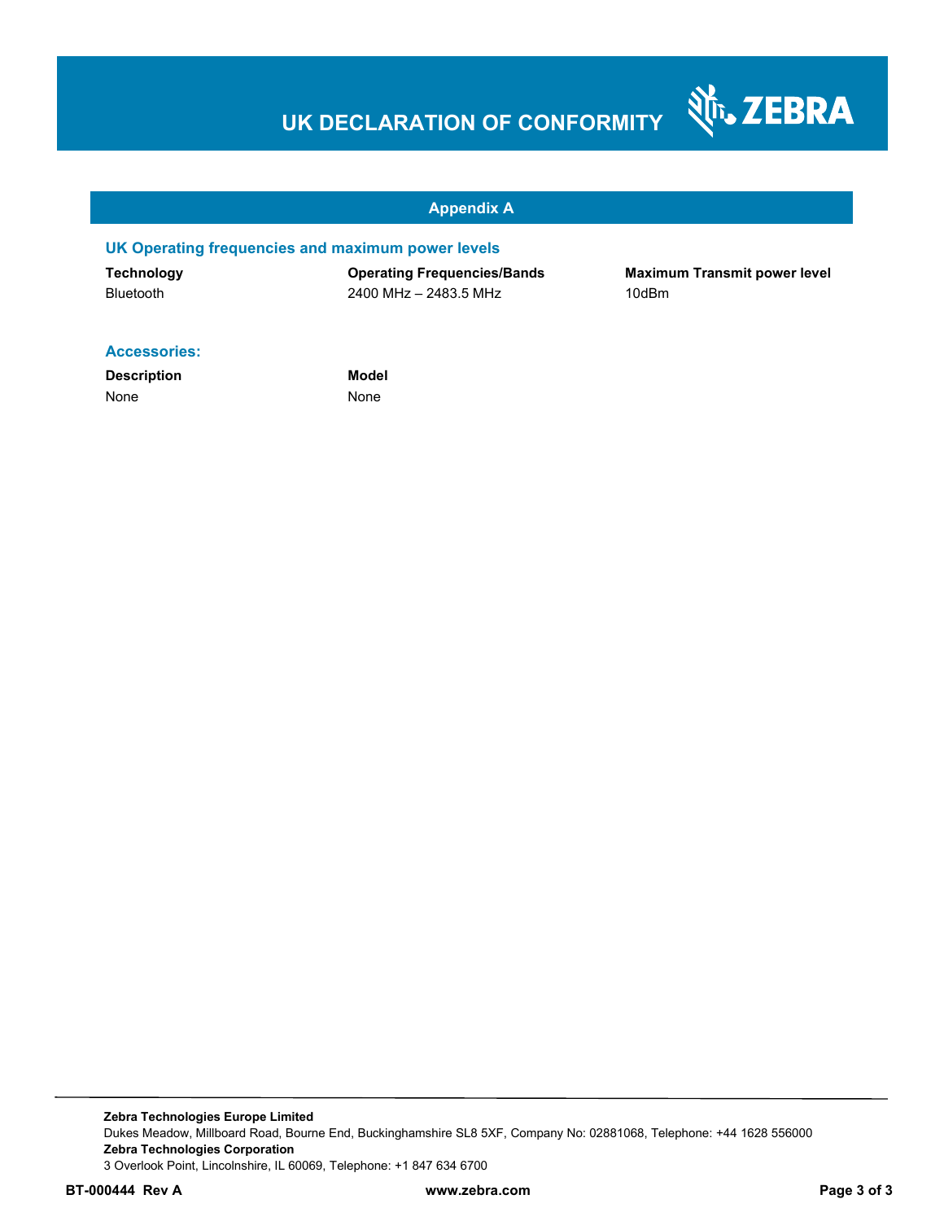# UK DECLARATION OF CONFORMITY

## Appendix A

### UK Operating frequencies and maximum power levels

| Technology | Operating Frequencies/Bands | Maximum Transmit power level |
|---|---|---|
| Bluetooth | 2400 MHz – 2483.5 MHz | 10dBm |

### Accessories:

| Description | Model |
|---|---|
| None | None |

**Zebra Technologies Europe Limited**
Dukes Meadow, Millboard Road, Bourne End, Buckinghamshire SL8 5XF, Company No: 02881068, Telephone: +44 1628 556000
**Zebra Technologies Corporation**
3 Overlook Point, Lincolnshire, IL 60069, Telephone: +1 847 634 6700

**BT-000444 Rev A** **www.zebra.com**